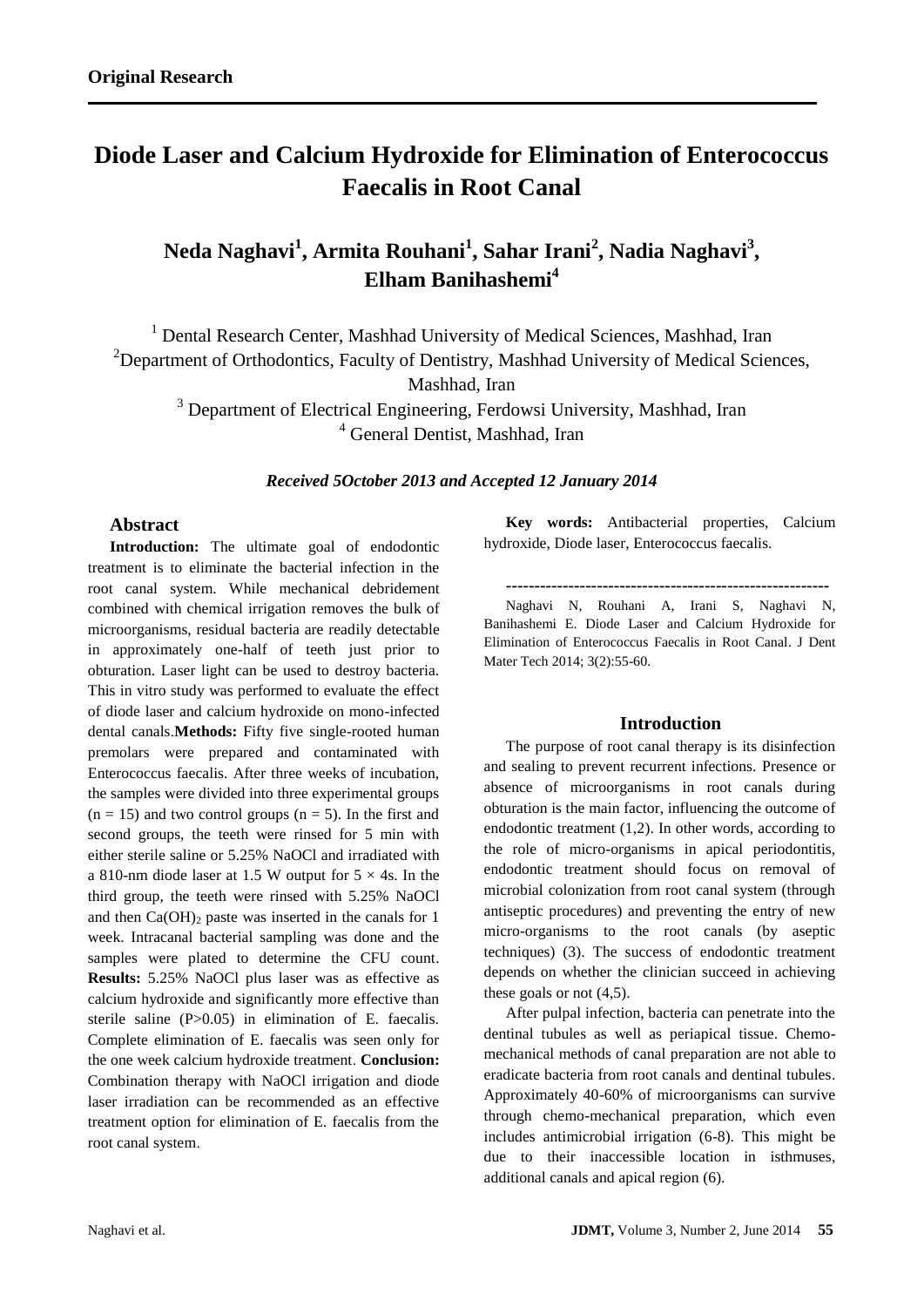**Original Research**

# Diode Laser and Calcium Hydroxide for Elimination of Enterococcus Faecalis in Root Canal

## Neda Naghavi[1], Armita Rouhani[1], Sahar Irani[2], Nadia Naghavi[3], Elham Banihashemi[4]

[1] Dental Research Center, Mashhad University of Medical Sciences, Mashhad, Iran

[2] Department of Orthodontics, Faculty of Dentistry, Mashhad University of Medical Sciences, Mashhad, Iran

[3] Department of Electrical Engineering, Ferdowsi University, Mashhad, Iran

[4] General Dentist, Mashhad, Iran

***Received 5October 2013 and Accepted 12 January 2014***

### Abstract

**Introduction:** The ultimate goal of endodontic treatment is to eliminate the bacterial infection in the root canal system. While mechanical debridement combined with chemical irrigation removes the bulk of microorganisms, residual bacteria are readily detectable in approximately one-half of teeth just prior to obturation. Laser light can be used to destroy bacteria. This in vitro study was performed to evaluate the effect of diode laser and calcium hydroxide on mono-infected dental canals.**Methods:** Fifty five single-rooted human premolars were prepared and contaminated with Enterococcus faecalis. After three weeks of incubation, the samples were divided into three experimental groups ($n = 15$) and two control groups ($n = 5$). In the first and second groups, the teeth were rinsed for 5 min with either sterile saline or 5.25% NaOCl and irradiated with a 810-nm diode laser at 1.5 W output for $5 \times 4$s. In the third group, the teeth were rinsed with 5.25% NaOCl and then $Ca(OH)_2$ paste was inserted in the canals for 1 week. Intracanal bacterial sampling was done and the samples were plated to determine the CFU count. **Results:** 5.25% NaOCl plus laser was as effective as calcium hydroxide and significantly more effective than sterile saline ($P>0.05$) in elimination of E. faecalis. Complete elimination of E. faecalis was seen only for the one week calcium hydroxide treatment. **Conclusion:** Combination therapy with NaOCl irrigation and diode laser irradiation can be recommended as an effective treatment option for elimination of E. faecalis from the root canal system.

**Key words:** Antibacterial properties, Calcium hydroxide, Diode laser, Enterococcus faecalis.

---

Naghavi N, Rouhani A, Irani S, Naghavi N, Banihashemi E. Diode Laser and Calcium Hydroxide for Elimination of Enterococcus Faecalis in Root Canal. J Dent Mater Tech 2014; 3(2):55-60.

### Introduction

The purpose of root canal therapy is its disinfection and sealing to prevent recurrent infections. Presence or absence of microorganisms in root canals during obturation is the main factor, influencing the outcome of endodontic treatment (1,2). In other words, according to the role of micro-organisms in apical periodontitis, endodontic treatment should focus on removal of microbial colonization from root canal system (through antiseptic procedures) and preventing the entry of new micro-organisms to the root canals (by aseptic techniques) (3). The success of endodontic treatment depends on whether the clinician succeed in achieving these goals or not (4,5).

After pulpal infection, bacteria can penetrate into the dentinal tubules as well as periapical tissue. Chemo-mechanical methods of canal preparation are not able to eradicate bacteria from root canals and dentinal tubules. Approximately 40-60% of microorganisms can survive through chemo-mechanical preparation, which even includes antimicrobial irrigation (6-8). This might be due to their inaccessible location in isthmuses, additional canals and apical region (6).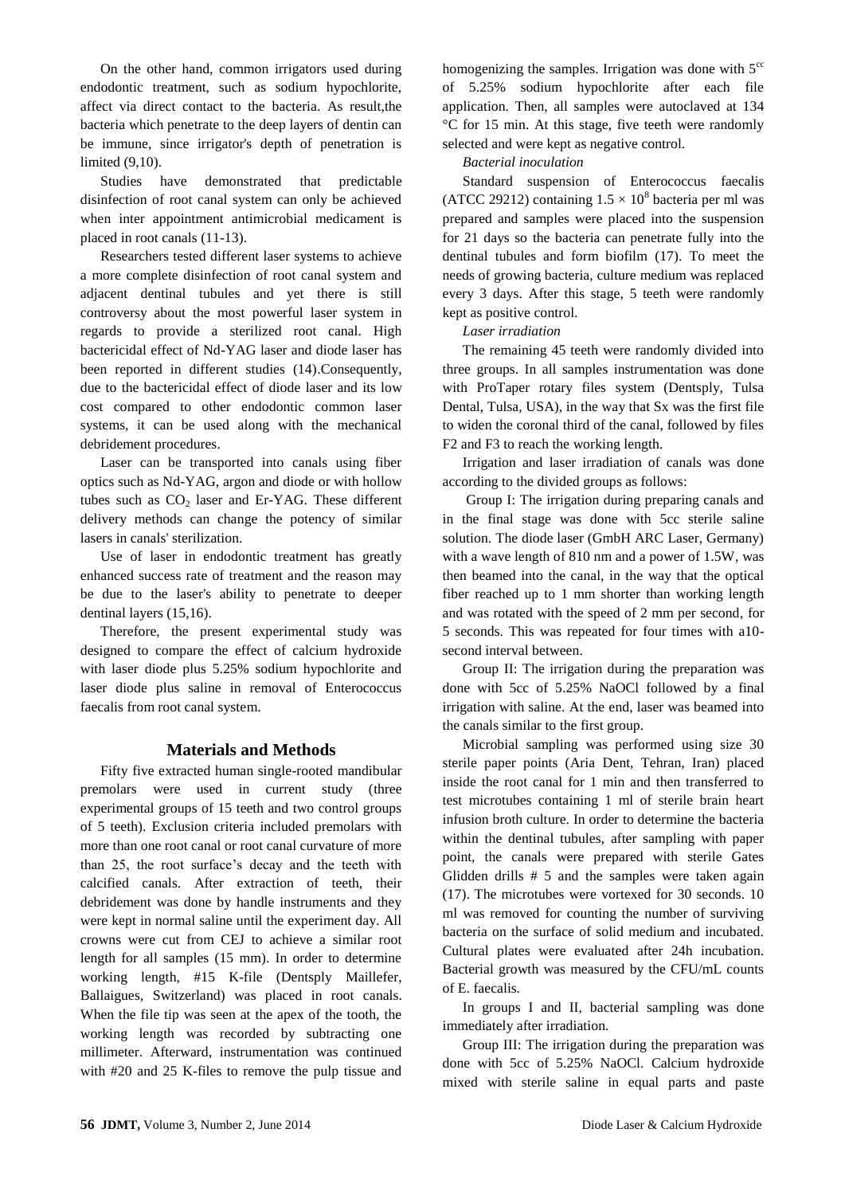On the other hand, common irrigators used during endodontic treatment, such as sodium hypochlorite, affect via direct contact to the bacteria. As result,the bacteria which penetrate to the deep layers of dentin can be immune, since irrigator's depth of penetration is limited (9,10).

Studies have demonstrated that predictable disinfection of root canal system can only be achieved when inter appointment antimicrobial medicament is placed in root canals (11-13).

Researchers tested different laser systems to achieve a more complete disinfection of root canal system and adjacent dentinal tubules and yet there is still controversy about the most powerful laser system in regards to provide a sterilized root canal. High bactericidal effect of Nd-YAG laser and diode laser has been reported in different studies (14).Consequently, due to the bactericidal effect of diode laser and its low cost compared to other endodontic common laser systems, it can be used along with the mechanical debridement procedures.

Laser can be transported into canals using fiber optics such as Nd-YAG, argon and diode or with hollow tubes such as $CO_2$ laser and Er-YAG. These different delivery methods can change the potency of similar lasers in canals' sterilization.

Use of laser in endodontic treatment has greatly enhanced success rate of treatment and the reason may be due to the laser's ability to penetrate to deeper dentinal layers (15,16).

Therefore, the present experimental study was designed to compare the effect of calcium hydroxide with laser diode plus 5.25% sodium hypochlorite and laser diode plus saline in removal of Enterococcus faecalis from root canal system.

## Materials and Methods

Fifty five extracted human single-rooted mandibular premolars were used in current study (three experimental groups of 15 teeth and two control groups of 5 teeth). Exclusion criteria included premolars with more than one root canal or root canal curvature of more than 25, the root surface's decay and the teeth with calcified canals. After extraction of teeth, their debridement was done by handle instruments and they were kept in normal saline until the experiment day. All crowns were cut from CEJ to achieve a similar root length for all samples (15 mm). In order to determine working length, #15 K-file (Dentsply Maillefer, Ballaigues, Switzerland) was placed in root canals. When the file tip was seen at the apex of the tooth, the working length was recorded by subtracting one millimeter. Afterward, instrumentation was continued with #20 and 25 K-files to remove the pulp tissue and homogenizing the samples. Irrigation was done with $5^{cc}$ of 5.25% sodium hypochlorite after each file application. Then, all samples were autoclaved at 134 °C for 15 min. At this stage, five teeth were randomly selected and were kept as negative control.

*Bacterial inoculation*

Standard suspension of Enterococcus faecalis (ATCC 29212) containing $1.5 \times 10^8$ bacteria per ml was prepared and samples were placed into the suspension for 21 days so the bacteria can penetrate fully into the dentinal tubules and form biofilm (17). To meet the needs of growing bacteria, culture medium was replaced every 3 days. After this stage, 5 teeth were randomly kept as positive control.

*Laser irradiation*

The remaining 45 teeth were randomly divided into three groups. In all samples instrumentation was done with ProTaper rotary files system (Dentsply, Tulsa Dental, Tulsa, USA), in the way that Sx was the first file to widen the coronal third of the canal, followed by files F2 and F3 to reach the working length.

Irrigation and laser irradiation of canals was done according to the divided groups as follows:

Group I: The irrigation during preparing canals and in the final stage was done with 5cc sterile saline solution. The diode laser (GmbH ARC Laser, Germany) with a wave length of 810 nm and a power of 1.5W, was then beamed into the canal, in the way that the optical fiber reached up to 1 mm shorter than working length and was rotated with the speed of 2 mm per second, for 5 seconds. This was repeated for four times with a10-second interval between.

Group II: The irrigation during the preparation was done with 5cc of 5.25% NaOCl followed by a final irrigation with saline. At the end, laser was beamed into the canals similar to the first group.

Microbial sampling was performed using size 30 sterile paper points (Aria Dent, Tehran, Iran) placed inside the root canal for 1 min and then transferred to test microtubes containing 1 ml of sterile brain heart infusion broth culture. In order to determine the bacteria within the dentinal tubules, after sampling with paper point, the canals were prepared with sterile Gates Glidden drills # 5 and the samples were taken again (17). The microtubes were vortexed for 30 seconds. 10 ml was removed for counting the number of surviving bacteria on the surface of solid medium and incubated. Cultural plates were evaluated after 24h incubation. Bacterial growth was measured by the CFU/mL counts of E. faecalis.

In groups I and II, bacterial sampling was done immediately after irradiation.

Group III: The irrigation during the preparation was done with 5cc of 5.25% NaOCl. Calcium hydroxide mixed with sterile saline in equal parts and paste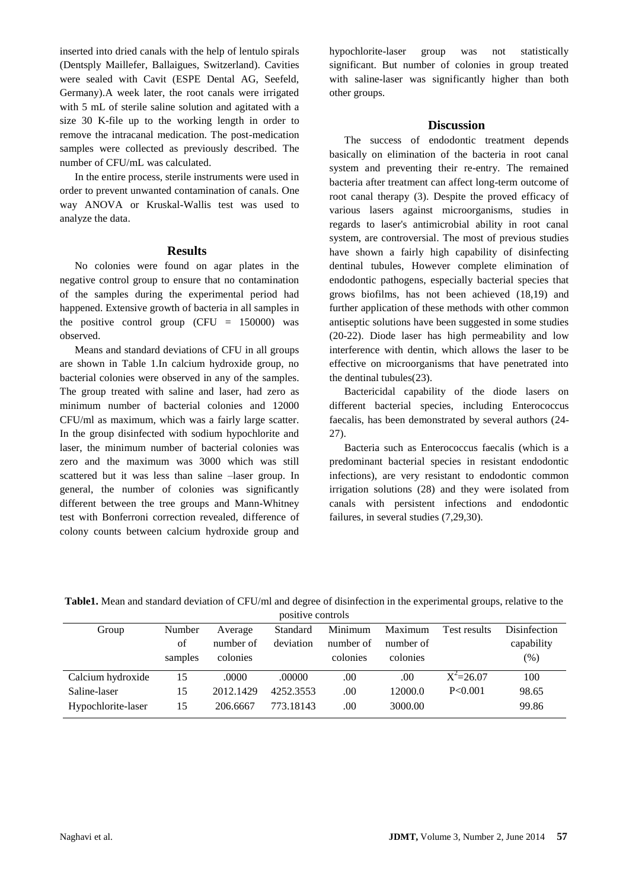inserted into dried canals with the help of lentulo spirals (Dentsply Maillefer, Ballaigues, Switzerland). Cavities were sealed with Cavit (ESPE Dental AG, Seefeld, Germany).A week later, the root canals were irrigated with 5 mL of sterile saline solution and agitated with a size 30 K-file up to the working length in order to remove the intracanal medication. The post-medication samples were collected as previously described. The number of CFU/mL was calculated.

In the entire process, sterile instruments were used in order to prevent unwanted contamination of canals. One way ANOVA or Kruskal-Wallis test was used to analyze the data.

## Results

No colonies were found on agar plates in the negative control group to ensure that no contamination of the samples during the experimental period had happened. Extensive growth of bacteria in all samples in the positive control group (CFU = 150000) was observed.

Means and standard deviations of CFU in all groups are shown in Table 1.In calcium hydroxide group, no bacterial colonies were observed in any of the samples. The group treated with saline and laser, had zero as minimum number of bacterial colonies and 12000 CFU/ml as maximum, which was a fairly large scatter. In the group disinfected with sodium hypochlorite and laser, the minimum number of bacterial colonies was zero and the maximum was 3000 which was still scattered but it was less than saline –laser group. In general, the number of colonies was significantly different between the tree groups and Mann-Whitney test with Bonferroni correction revealed, difference of colony counts between calcium hydroxide group and hypochlorite-laser group was not statistically significant. But number of colonies in group treated with saline-laser was significantly higher than both other groups.

## Discussion

The success of endodontic treatment depends basically on elimination of the bacteria in root canal system and preventing their re-entry. The remained bacteria after treatment can affect long-term outcome of root canal therapy (3). Despite the proved efficacy of various lasers against microorganisms, studies in regards to laser's antimicrobial ability in root canal system, are controversial. The most of previous studies have shown a fairly high capability of disinfecting dentinal tubules, However complete elimination of endodontic pathogens, especially bacterial species that grows biofilms, has not been achieved (18,19) and further application of these methods with other common antiseptic solutions have been suggested in some studies (20-22). Diode laser has high permeability and low interference with dentin, which allows the laser to be effective on microorganisms that have penetrated into the dentinal tubules(23).

Bactericidal capability of the diode lasers on different bacterial species, including Enterococcus faecalis, has been demonstrated by several authors (24-27).

Bacteria such as Enterococcus faecalis (which is a predominant bacterial species in resistant endodontic infections), are very resistant to endodontic common irrigation solutions (28) and they were isolated from canals with persistent infections and endodontic failures, in several studies (7,29,30).

**Table1.** Mean and standard deviation of CFU/ml and degree of disinfection in the experimental groups, relative to the positive controls

| Group | Number of samples | Average number of colonies | Standard deviation | Minimum number of colonies | Maximum number of colonies | Test results | Disinfection capability (%) |
|---|---|---|---|---|---|---|---|
| Calcium hydroxide | 15 | .0000 | .00000 | .00 | .00 | $X^2$=26.07 | 100 |
| Saline-laser | 15 | 2012.1429 | 4252.3553 | .00 | 12000.0 | P<0.001 | 98.65 |
| Hypochlorite-laser | 15 | 206.6667 | 773.18143 | .00 | 3000.00 | | 99.86 |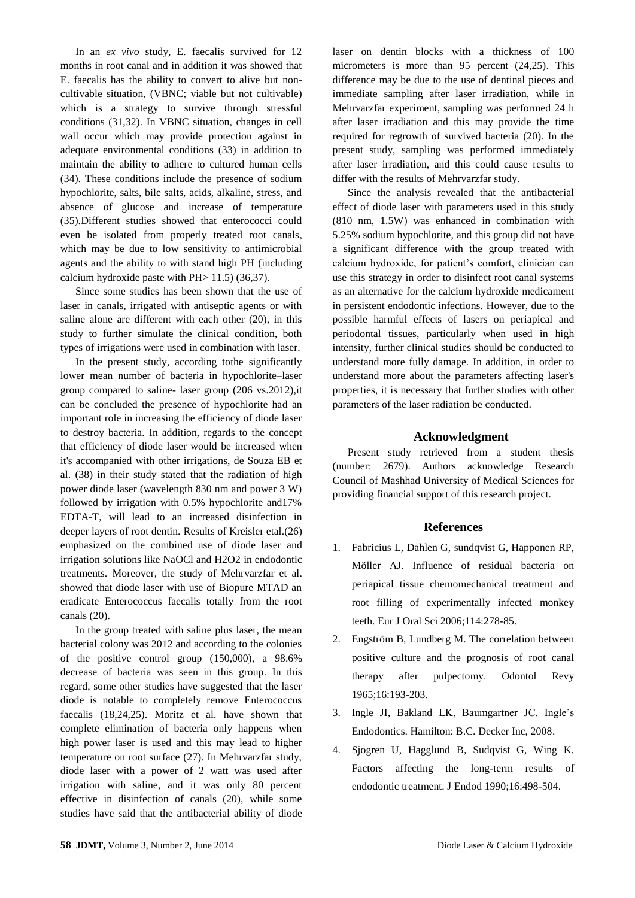In an *ex vivo* study, E. faecalis survived for 12 months in root canal and in addition it was showed that E. faecalis has the ability to convert to alive but non-cultivable situation, (VBNC; viable but not cultivable) which is a strategy to survive through stressful conditions (31,32). In VBNC situation, changes in cell wall occur which may provide protection against in adequate environmental conditions (33) in addition to maintain the ability to adhere to cultured human cells (34). These conditions include the presence of sodium hypochlorite, salts, bile salts, acids, alkaline, stress, and absence of glucose and increase of temperature (35).Different studies showed that enterococci could even be isolated from properly treated root canals, which may be due to low sensitivity to antimicrobial agents and the ability to with stand high PH (including calcium hydroxide paste with PH> 11.5) (36,37).

Since some studies has been shown that the use of laser in canals, irrigated with antiseptic agents or with saline alone are different with each other (20), in this study to further simulate the clinical condition, both types of irrigations were used in combination with laser.

In the present study, according tothe significantly lower mean number of bacteria in hypochlorite–laser group compared to saline- laser group (206 vs.2012),it can be concluded the presence of hypochlorite had an important role in increasing the efficiency of diode laser to destroy bacteria. In addition, regards to the concept that efficiency of diode laser would be increased when it's accompanied with other irrigations, de Souza EB et al. (38) in their study stated that the radiation of high power diode laser (wavelength 830 nm and power 3 W) followed by irrigation with 0.5% hypochlorite and17% EDTA-T, will lead to an increased disinfection in deeper layers of root dentin. Results of Kreisler etal.(26) emphasized on the combined use of diode laser and irrigation solutions like NaOCl and H2O2 in endodontic treatments. Moreover, the study of Mehrvarzfar et al. showed that diode laser with use of Biopure MTAD an eradicate Enterococcus faecalis totally from the root canals (20).

In the group treated with saline plus laser, the mean bacterial colony was 2012 and according to the colonies of the positive control group (150,000), a 98.6% decrease of bacteria was seen in this group. In this regard, some other studies have suggested that the laser diode is notable to completely remove Enterococcus faecalis (18,24,25). Moritz et al. have shown that complete elimination of bacteria only happens when high power laser is used and this may lead to higher temperature on root surface (27). In Mehrvarzfar study, diode laser with a power of 2 watt was used after irrigation with saline, and it was only 80 percent effective in disinfection of canals (20), while some studies have said that the antibacterial ability of diode laser on dentin blocks with a thickness of 100 micrometers is more than 95 percent (24,25). This difference may be due to the use of dentinal pieces and immediate sampling after laser irradiation, while in Mehrvarzfar experiment, sampling was performed 24 h after laser irradiation and this may provide the time required for regrowth of survived bacteria (20). In the present study, sampling was performed immediately after laser irradiation, and this could cause results to differ with the results of Mehrvarzfar study.

Since the analysis revealed that the antibacterial effect of diode laser with parameters used in this study (810 nm, 1.5W) was enhanced in combination with 5.25% sodium hypochlorite, and this group did not have a significant difference with the group treated with calcium hydroxide, for patient's comfort, clinician can use this strategy in order to disinfect root canal systems as an alternative for the calcium hydroxide medicament in persistent endodontic infections. However, due to the possible harmful effects of lasers on periapical and periodontal tissues, particularly when used in high intensity, further clinical studies should be conducted to understand more fully damage. In addition, in order to understand more about the parameters affecting laser's properties, it is necessary that further studies with other parameters of the laser radiation be conducted.

## Acknowledgment

Present study retrieved from a student thesis (number: 2679). Authors acknowledge Research Council of Mashhad University of Medical Sciences for providing financial support of this research project.

## References

1. Fabricius L, Dahlen G, sundqvist G, Happonen RP, Möller AJ. Influence of residual bacteria on periapical tissue chemomechanical treatment and root filling of experimentally infected monkey teeth. Eur J Oral Sci 2006;114:278-85.
2. Engström B, Lundberg M. The correlation between positive culture and the prognosis of root canal therapy after pulpectomy. Odontol Revy 1965;16:193-203.
3. Ingle JI, Bakland LK, Baumgartner JC. Ingle's Endodontics. Hamilton: B.C. Decker Inc, 2008.
4. Sjogren U, Hagglund B, Sudqvist G, Wing K. Factors affecting the long-term results of endodontic treatment. J Endod 1990;16:498-504.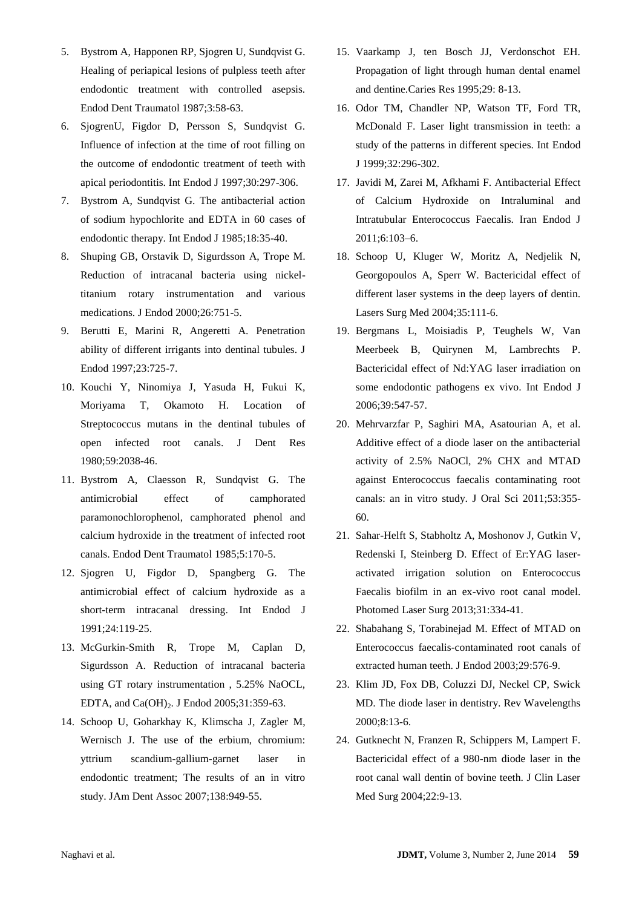5. Bystrom A, Happonen RP, Sjogren U, Sundqvist G. Healing of periapical lesions of pulpless teeth after endodontic treatment with controlled asepsis. Endod Dent Traumatol 1987;3:58-63.
6. SjogrenU, Figdor D, Persson S, Sundqvist G. Influence of infection at the time of root filling on the outcome of endodontic treatment of teeth with apical periodontitis. Int Endod J 1997;30:297-306.
7. Bystrom A, Sundqvist G. The antibacterial action of sodium hypochlorite and EDTA in 60 cases of endodontic therapy. Int Endod J 1985;18:35-40.
8. Shuping GB, Orstavik D, Sigurdsson A, Trope M. Reduction of intracanal bacteria using nickel-titanium rotary instrumentation and various medications. J Endod 2000;26:751-5.
9. Berutti E, Marini R, Angeretti A. Penetration ability of different irrigants into dentinal tubules. J Endod 1997;23:725-7.
10. Kouchi Y, Ninomiya J, Yasuda H, Fukui K, Moriyama T, Okamoto H. Location of Streptococcus mutans in the dentinal tubules of open infected root canals. J Dent Res 1980;59:2038-46.
11. Bystrom A, Claesson R, Sundqvist G. The antimicrobial effect of camphorated paramonochlorophenol, camphorated phenol and calcium hydroxide in the treatment of infected root canals. Endod Dent Traumatol 1985;5:170-5.
12. Sjogren U, Figdor D, Spangberg G. The antimicrobial effect of calcium hydroxide as a short-term intracanal dressing. Int Endod J 1991;24:119-25.
13. McGurkin-Smith R, Trope M, Caplan D, Sigurdsson A. Reduction of intracanal bacteria using GT rotary instrumentation , 5.25% NaOCL, EDTA, and $Ca(OH)_2$. J Endod 2005;31:359-63.
14. Schoop U, Goharkhay K, Klimscha J, Zagler M, Wernisch J. The use of the erbium, chromium: yttrium scandium-gallium-garnet laser in endodontic treatment; The results of an in vitro study. JAm Dent Assoc 2007;138:949-55.
15. Vaarkamp J, ten Bosch JJ, Verdonschot EH. Propagation of light through human dental enamel and dentine.Caries Res 1995;29: 8-13.
16. Odor TM, Chandler NP, Watson TF, Ford TR, McDonald F. Laser light transmission in teeth: a study of the patterns in different species. Int Endod J 1999;32:296-302.
17. Javidi M, Zarei M, Afkhami F. Antibacterial Effect of Calcium Hydroxide on Intraluminal and Intratubular Enterococcus Faecalis. Iran Endod J 2011;6:103–6.
18. Schoop U, Kluger W, Moritz A, Nedjelik N, Georgopoulos A, Sperr W. Bactericidal effect of different laser systems in the deep layers of dentin. Lasers Surg Med 2004;35:111-6.
19. Bergmans L, Moisiadis P, Teughels W, Van Meerbeek B, Quirynen M, Lambrechts P. Bactericidal effect of Nd:YAG laser irradiation on some endodontic pathogens ex vivo. Int Endod J 2006;39:547-57.
20. Mehrvarzfar P, Saghiri MA, Asatourian A, et al. Additive effect of a diode laser on the antibacterial activity of 2.5% NaOCl, 2% CHX and MTAD against Enterococcus faecalis contaminating root canals: an in vitro study. J Oral Sci 2011;53:355-60.
21. Sahar-Helft S, Stabholtz A, Moshonov J, Gutkin V, Redenski I, Steinberg D. Effect of Er:YAG laser-activated irrigation solution on Enterococcus Faecalis biofilm in an ex-vivo root canal model. Photomed Laser Surg 2013;31:334-41.
22. Shabahang S, Torabinejad M. Effect of MTAD on Enterococcus faecalis-contaminated root canals of extracted human teeth. J Endod 2003;29:576-9.
23. Klim JD, Fox DB, Coluzzi DJ, Neckel CP, Swick MD. The diode laser in dentistry. Rev Wavelengths 2000;8:13-6.
24. Gutknecht N, Franzen R, Schippers M, Lampert F. Bactericidal effect of a 980-nm diode laser in the root canal wall dentin of bovine teeth. J Clin Laser Med Surg 2004;22:9-13.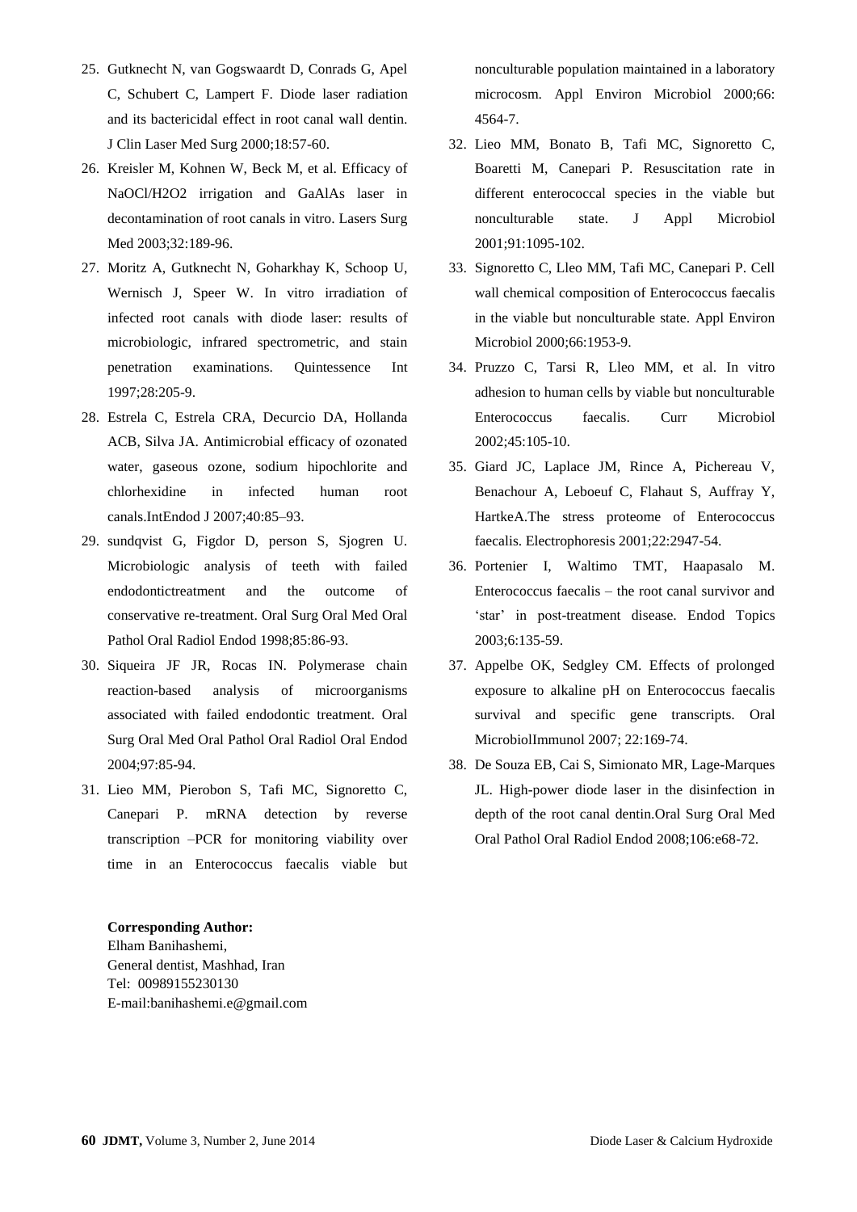25. Gutknecht N, van Gogswaardt D, Conrads G, Apel C, Schubert C, Lampert F. Diode laser radiation and its bactericidal effect in root canal wall dentin. J Clin Laser Med Surg 2000;18:57-60.
26. Kreisler M, Kohnen W, Beck M, et al. Efficacy of NaOCl/H2O2 irrigation and GaAlAs laser in decontamination of root canals in vitro. Lasers Surg Med 2003;32:189-96.
27. Moritz A, Gutknecht N, Goharkhay K, Schoop U, Wernisch J, Speer W. In vitro irradiation of infected root canals with diode laser: results of microbiologic, infrared spectrometric, and stain penetration examinations. Quintessence Int 1997;28:205-9.
28. Estrela C, Estrela CRA, Decurcio DA, Hollanda ACB, Silva JA. Antimicrobial efficacy of ozonated water, gaseous ozone, sodium hipochlorite and chlorhexidine in infected human root canals.IntEndod J 2007;40:85–93.
29. sundqvist G, Figdor D, person S, Sjogren U. Microbiologic analysis of teeth with failed endodontictreatment and the outcome of conservative re-treatment. Oral Surg Oral Med Oral Pathol Oral Radiol Endod 1998;85:86-93.
30. Siqueira JF JR, Rocas IN. Polymerase chain reaction-based analysis of microorganisms associated with failed endodontic treatment. Oral Surg Oral Med Oral Pathol Oral Radiol Oral Endod 2004;97:85-94.
31. Lieo MM, Pierobon S, Tafi MC, Signoretto C, Canepari P. mRNA detection by reverse transcription –PCR for monitoring viability over time in an Enterococcus faecalis viable but nonculturable population maintained in a laboratory microcosm. Appl Environ Microbiol 2000;66: 4564-7.
32. Lieo MM, Bonato B, Tafi MC, Signoretto C, Boaretti M, Canepari P. Resuscitation rate in different enterococcal species in the viable but nonculturable state. J Appl Microbiol 2001;91:1095-102.
33. Signoretto C, Lleo MM, Tafi MC, Canepari P. Cell wall chemical composition of Enterococcus faecalis in the viable but nonculturable state. Appl Environ Microbiol 2000;66:1953-9.
34. Pruzzo C, Tarsi R, Lleo MM, et al. In vitro adhesion to human cells by viable but nonculturable Enterococcus faecalis. Curr Microbiol 2002;45:105-10.
35. Giard JC, Laplace JM, Rince A, Pichereau V, Benachour A, Leboeuf C, Flahaut S, Auffray Y, HartkeA.The stress proteome of Enterococcus faecalis. Electrophoresis 2001;22:2947-54.
36. Portenier I, Waltimo TMT, Haapasalo M. Enterococcus faecalis – the root canal survivor and 'star' in post-treatment disease. Endod Topics 2003;6:135-59.
37. Appelbe OK, Sedgley CM. Effects of prolonged exposure to alkaline pH on Enterococcus faecalis survival and specific gene transcripts. Oral MicrobiolImmunol 2007; 22:169-74.
38. De Souza EB, Cai S, Simionato MR, Lage-Marques JL. High-power diode laser in the disinfection in depth of the root canal dentin.Oral Surg Oral Med Oral Pathol Oral Radiol Endod 2008;106:e68-72.

**Corresponding Author:**
Elham Banihashemi,
General dentist, Mashhad, Iran
Tel: 00989155230130
E-mail:banihashemi.e@gmail.com